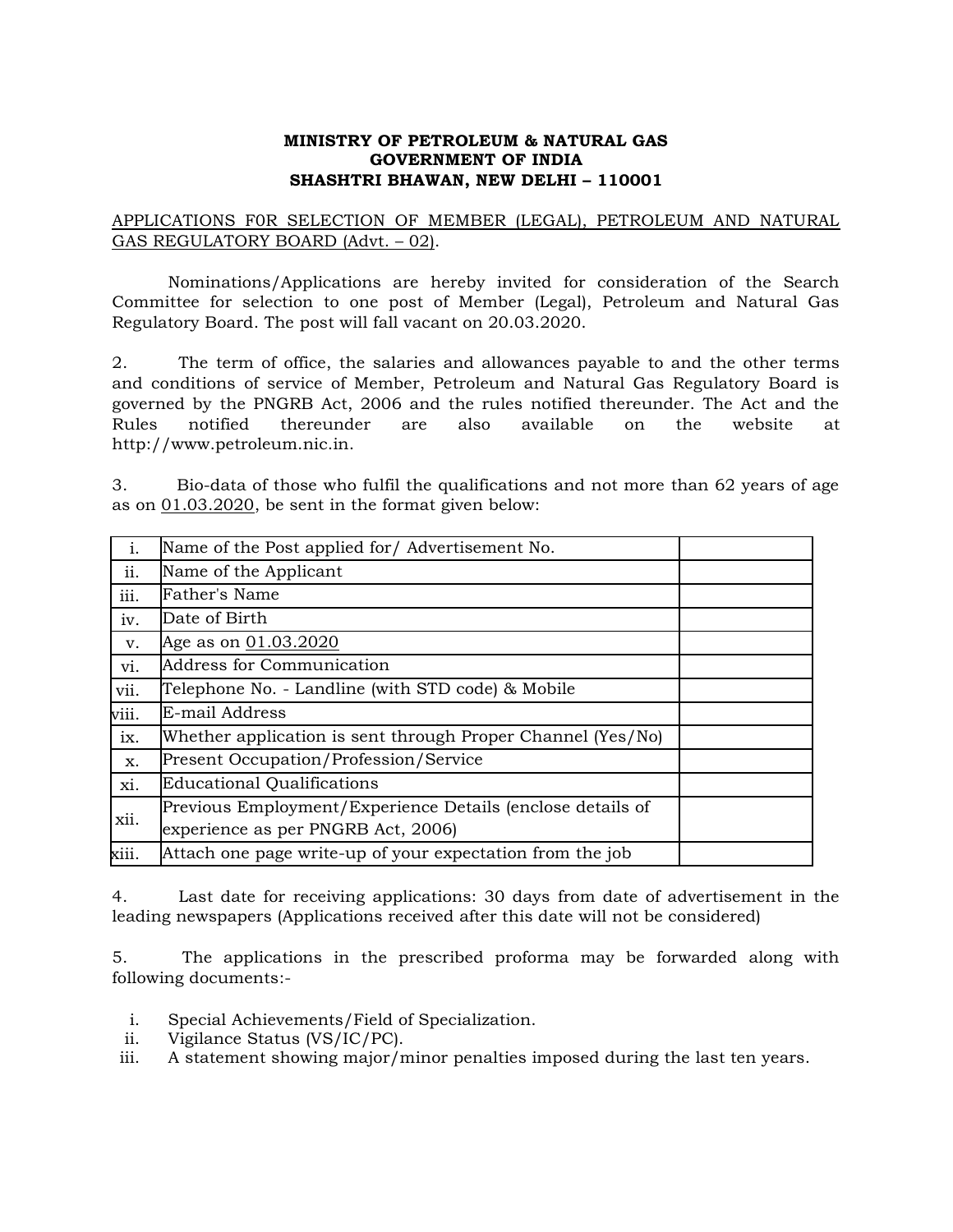**MINISTRY OF PETROLEUM & NATURAL GAS**
**GOVERNMENT OF INDIA**
**SHASHTRI BHAWAN, NEW DELHI – 110001**

APPLICATIONS F0R SELECTION OF MEMBER (LEGAL), PETROLEUM AND NATURAL GAS REGULATORY BOARD (Advt. – 02).

Nominations/Applications are hereby invited for consideration of the Search Committee for selection to one post of Member (Legal), Petroleum and Natural Gas Regulatory Board. The post will fall vacant on 20.03.2020.

2. The term of office, the salaries and allowances payable to and the other terms and conditions of service of Member, Petroleum and Natural Gas Regulatory Board is governed by the PNGRB Act, 2006 and the rules notified thereunder. The Act and the Rules notified thereunder are also available on the website at http://www.petroleum.nic.in.

3. Bio-data of those who fulfil the qualifications and not more than 62 years of age as on 01.03.2020, be sent in the format given below:

| | | |
|---|---|---|
| i. | Name of the Post applied for/ Advertisement No. | |
| ii. | Name of the Applicant | |
| iii. | Father's Name | |
| iv. | Date of Birth | |
| v. | Age as on 01.03.2020 | |
| vi. | Address for Communication | |
| vii. | Telephone No. - Landline (with STD code) & Mobile | |
| viii. | E-mail Address | |
| ix. | Whether application is sent through Proper Channel (Yes/No) | |
| x. | Present Occupation/Profession/Service | |
| xi. | Educational Qualifications | |
| xii. | Previous Employment/Experience Details (enclose details of experience as per PNGRB Act, 2006) | |
| xiii. | Attach one page write-up of your expectation from the job | |

4. Last date for receiving applications: 30 days from date of advertisement in the leading newspapers (Applications received after this date will not be considered)

5. The applications in the prescribed proforma may be forwarded along with following documents:-

i. Special Achievements/Field of Specialization.
ii. Vigilance Status (VS/IC/PC).
iii. A statement showing major/minor penalties imposed during the last ten years.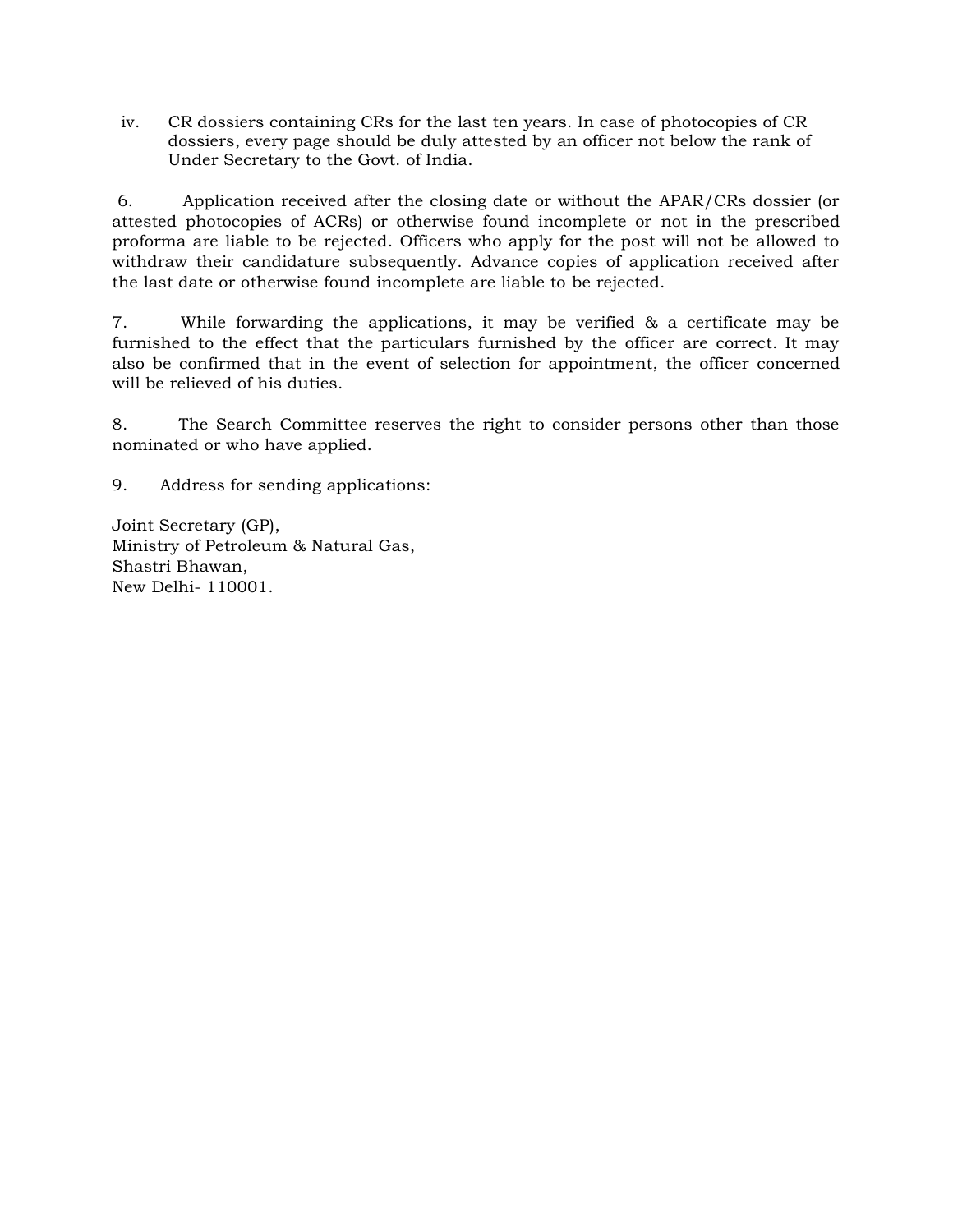iv. CR dossiers containing CRs for the last ten years. In case of photocopies of CR dossiers, every page should be duly attested by an officer not below the rank of Under Secretary to the Govt. of India.

6. Application received after the closing date or without the APAR/CRs dossier (or attested photocopies of ACRs) or otherwise found incomplete or not in the prescribed proforma are liable to be rejected. Officers who apply for the post will not be allowed to withdraw their candidature subsequently. Advance copies of application received after the last date or otherwise found incomplete are liable to be rejected.

7. While forwarding the applications, it may be verified & a certificate may be furnished to the effect that the particulars furnished by the officer are correct. It may also be confirmed that in the event of selection for appointment, the officer concerned will be relieved of his duties.

8. The Search Committee reserves the right to consider persons other than those nominated or who have applied.

9. Address for sending applications:

Joint Secretary (GP),  
Ministry of Petroleum & Natural Gas,  
Shastri Bhawan,  
New Delhi- 110001.